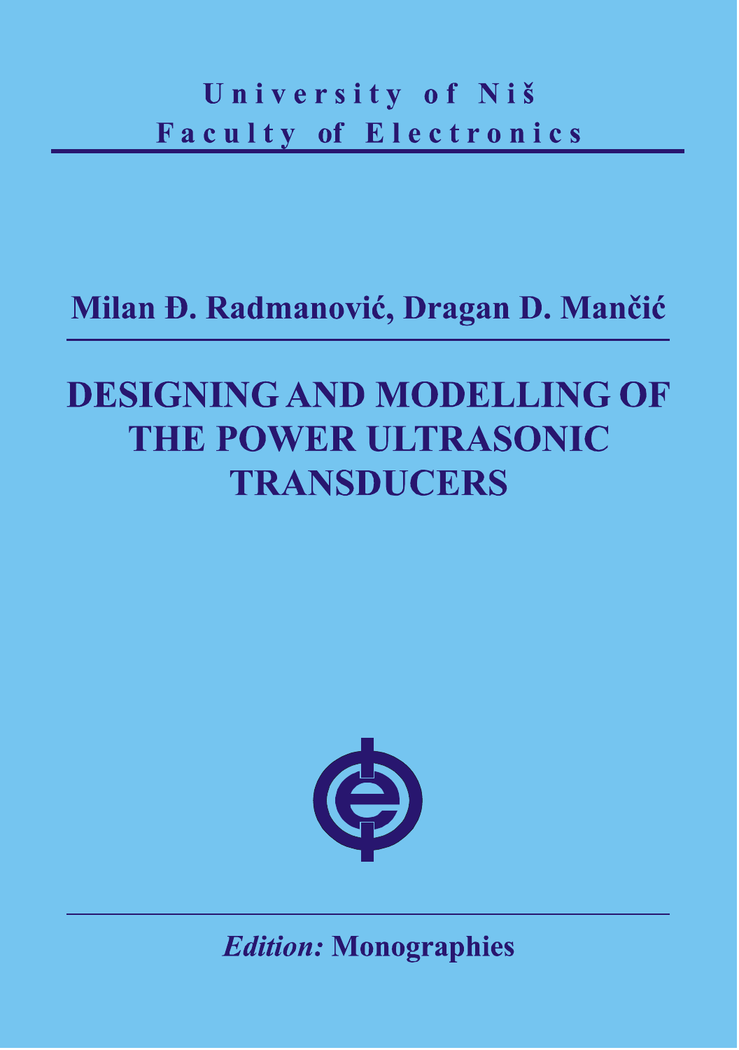University of Niš
Faculty of Electronics

**Milan Đ. Radmanović, Dragan D. Mančić**

# DESIGNING AND MODELLING OF THE POWER ULTRASONIC TRANSDUCERS

*Edition:* **Monographies**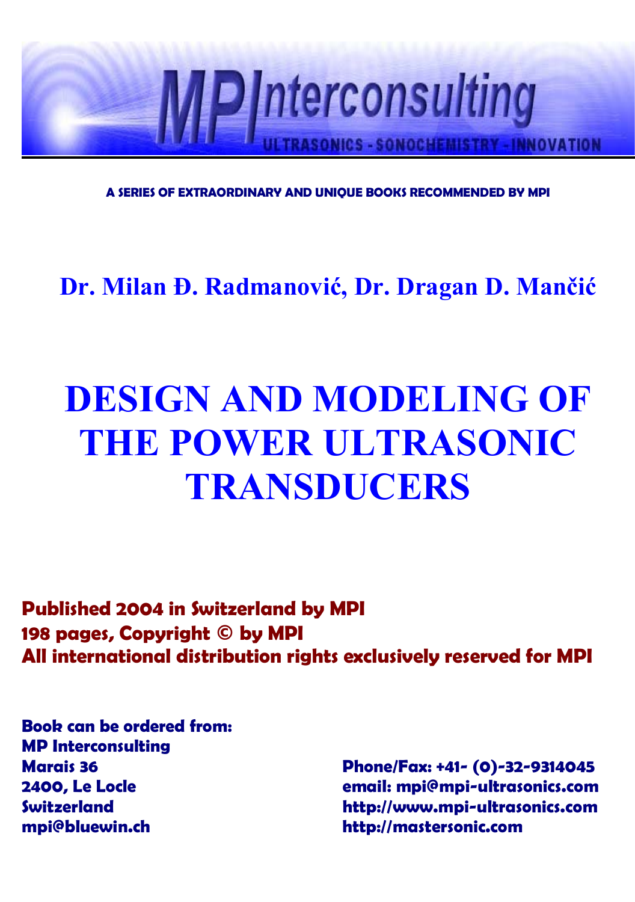# MPInterconsulting

ULTRASONICS - SONOCHEMISTRY - INNOVATION

**A SERIES OF EXTRAORDINARY AND UNIQUE BOOKS RECOMMENDED BY MPI**

## Dr. Milan Đ. Radmanović, Dr. Dragan D. Mančić

# DESIGN AND MODELING OF THE POWER ULTRASONIC TRANSDUCERS

**Published 2004 in Switzerland by MPI**
**198 pages, Copyright © by MPI**
**All international distribution rights exclusively reserved for MPI**

**Book can be ordered from:**
**MP Interconsulting**
**Marais 36**
**2400, Le Locle**
**Switzerland**
**mpi@bluewin.ch**

**Phone/Fax: +41- (0)-32-9314045**
**email: mpi@mpi-ultrasonics.com**
**http://www.mpi-ultrasonics.com**
**http://mastersonic.com**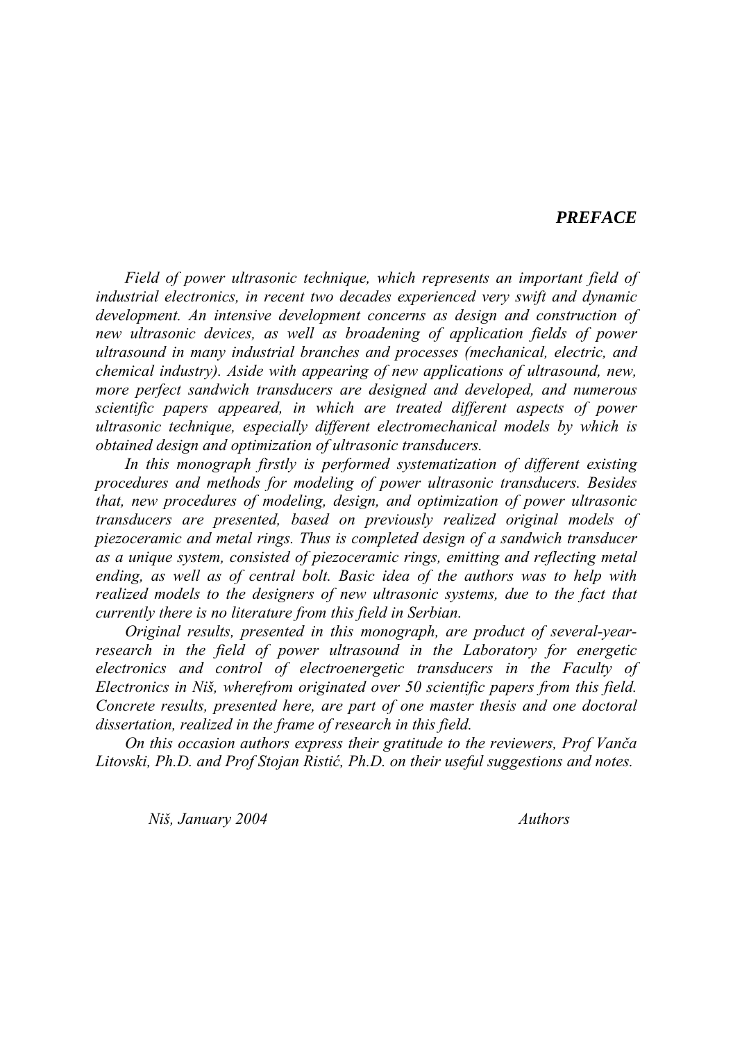## *PREFACE*

*Field of power ultrasonic technique, which represents an important field of industrial electronics, in recent two decades experienced very swift and dynamic development. An intensive development concerns as design and construction of new ultrasonic devices, as well as broadening of application fields of power ultrasound in many industrial branches and processes (mechanical, electric, and chemical industry). Aside with appearing of new applications of ultrasound, new, more perfect sandwich transducers are designed and developed, and numerous scientific papers appeared, in which are treated different aspects of power ultrasonic technique, especially different electromechanical models by which is obtained design and optimization of ultrasonic transducers.*

*In this monograph firstly is performed systematization of different existing procedures and methods for modeling of power ultrasonic transducers. Besides that, new procedures of modeling, design, and optimization of power ultrasonic transducers are presented, based on previously realized original models of piezoceramic and metal rings. Thus is completed design of a sandwich transducer as a unique system, consisted of piezoceramic rings, emitting and reflecting metal ending, as well as of central bolt. Basic idea of the authors was to help with realized models to the designers of new ultrasonic systems, due to the fact that currently there is no literature from this field in Serbian.*

*Original results, presented in this monograph, are product of several-year-research in the field of power ultrasound in the Laboratory for energetic electronics and control of electroenergetic transducers in the Faculty of Electronics in Niš, wherefrom originated over 50 scientific papers from this field. Concrete results, presented here, are part of one master thesis and one doctoral dissertation, realized in the frame of research in this field.*

*On this occasion authors express their gratitude to the reviewers, Prof Vanča Litovski, Ph.D. and Prof Stojan Ristić, Ph.D. on their useful suggestions and notes.*

*Niš, January 2004* *Authors*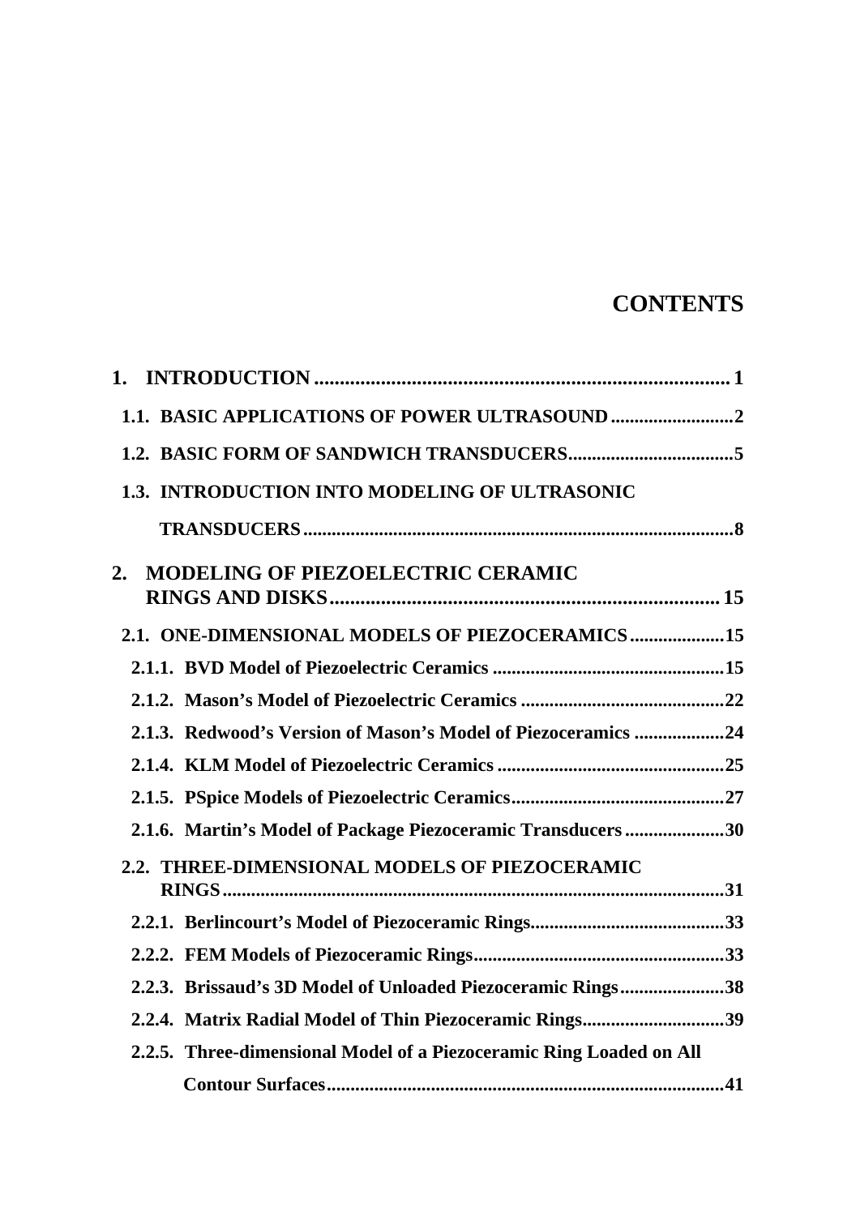# CONTENTS

1. INTRODUCTION ........................................................................ 1
   - 1.1. BASIC APPLICATIONS OF POWER ULTRASOUND ........................ 2
   - 1.2. BASIC FORM OF SANDWICH TRANSDUCERS ................................ 5
   - 1.3. INTRODUCTION INTO MODELING OF ULTRASONIC TRANSDUCERS ........................................................................ 8
2. MODELING OF PIEZOELECTRIC CERAMIC RINGS AND DISKS ........................................................................ 15
   - 2.1. ONE-DIMENSIONAL MODELS OF PIEZOCERAMICS .................... 15
     - 2.1.1. BVD Model of Piezoelectric Ceramics ................................ 15
     - 2.1.2. Mason's Model of Piezoelectric Ceramics ............................ 22
     - 2.1.3. Redwood's Version of Mason's Model of Piezoceramics .................. 24
     - 2.1.4. KLM Model of Piezoelectric Ceramics ................................ 25
     - 2.1.5. PSpice Models of Piezoelectric Ceramics ............................ 27
     - 2.1.6. Martin's Model of Package Piezoceramic Transducers .................... 30
   - 2.2. THREE-DIMENSIONAL MODELS OF PIEZOCERAMIC RINGS ........................................................................ 31
     - 2.2.1. Berlincourt's Model of Piezoceramic Rings ........................ 33
     - 2.2.2. FEM Models of Piezoceramic Rings .................................. 33
     - 2.2.3. Brissaud's 3D Model of Unloaded Piezoceramic Rings .................. 38
     - 2.2.4. Matrix Radial Model of Thin Piezoceramic Rings ........................ 39
     - 2.2.5. Three-dimensional Model of a Piezoceramic Ring Loaded on All Contour Surfaces ........................................................ 41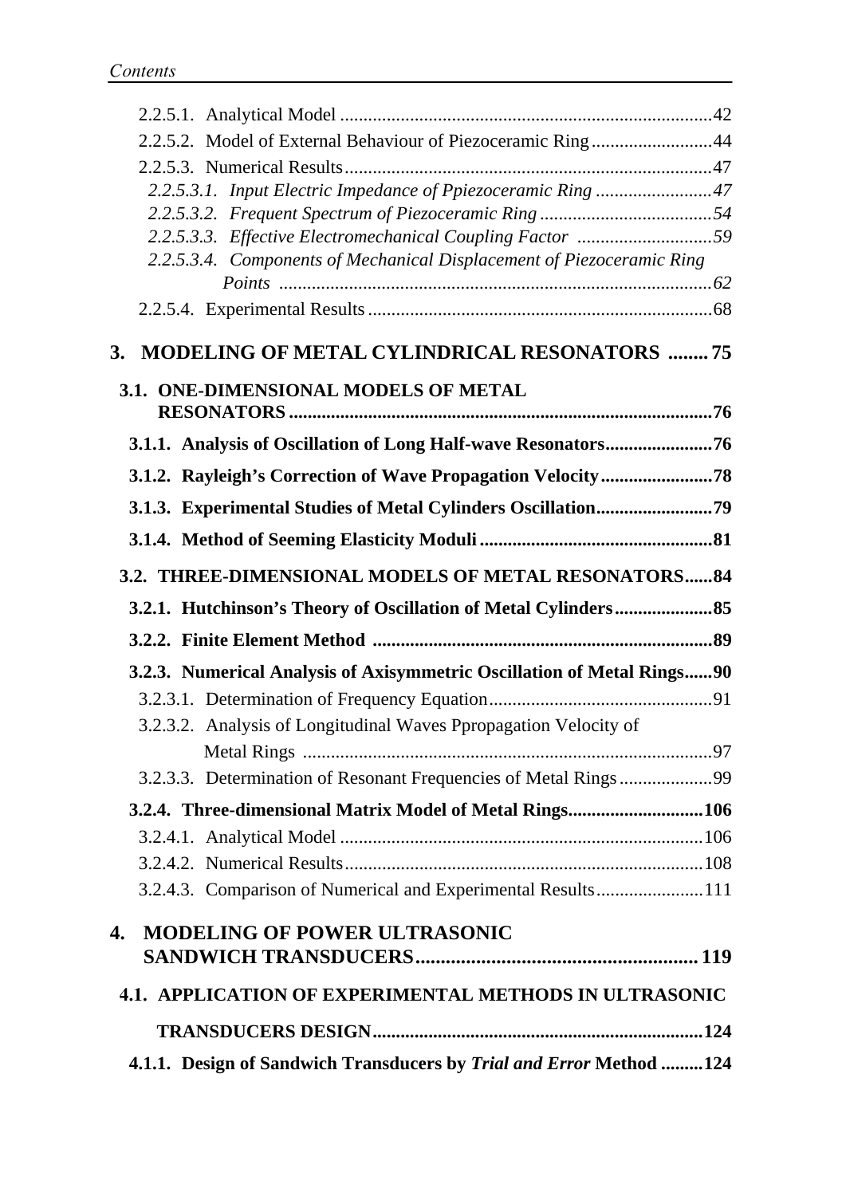2.2.5.1. Analytical Model ....................................................................................42

2.2.5.2. Model of External Behaviour of Piezoceramic Ring..........................44

2.2.5.3. Numerical Results..................................................................................47

*2.2.5.3.1. Input Electric Impedance of Ppiezoceramic Ring .........................47*

*2.2.5.3.2. Frequent Spectrum of Piezoceramic Ring .....................................54*

*2.2.5.3.3. Effective Electromechanical Coupling Factor .............................59*

*2.2.5.3.4. Components of Mechanical Displacement of Piezoceramic Ring Points .............................................................................................62*

2.2.5.4. Experimental Results ..........................................................................68

**3. MODELING OF METAL CYLINDRICAL RESONATORS ........75**

**3.1. ONE-DIMENSIONAL MODELS OF METAL RESONATORS ..........................................................................................76**

**3.1.1. Analysis of Oscillation of Long Half-wave Resonators.......................76**

**3.1.2. Rayleigh's Correction of Wave Propagation Velocity........................78**

**3.1.3. Experimental Studies of Metal Cylinders Oscillation.........................79**

**3.1.4. Method of Seeming Elasticity Moduli ..................................................81**

**3.2. THREE-DIMENSIONAL MODELS OF METAL RESONATORS......84**

**3.2.1. Hutchinson's Theory of Oscillation of Metal Cylinders.....................85**

**3.2.2. Finite Element Method .........................................................................89**

**3.2.3. Numerical Analysis of Axisymmetric Oscillation of Metal Rings......90**

3.2.3.1. Determination of Frequency Equation................................................91

3.2.3.2. Analysis of Longitudinal Waves Ppropagation Velocity of Metal Rings ........................................................................................97

3.2.3.3. Determination of Resonant Frequencies of Metal Rings....................99

**3.2.4. Three-dimensional Matrix Model of Metal Rings.............................106**

3.2.4.1. Analytical Model ..............................................................................106

3.2.4.2. Numerical Results.............................................................................108

3.2.4.3. Comparison of Numerical and Experimental Results.......................111

**4. MODELING OF POWER ULTRASONIC SANDWICH TRANSDUCERS........................................................ 119**

**4.1. APPLICATION OF EXPERIMENTAL METHODS IN ULTRASONIC TRANSDUCERS DESIGN.......................................................................124**

**4.1.1. Design of Sandwich Transducers by *Trial and Error* Method .........124**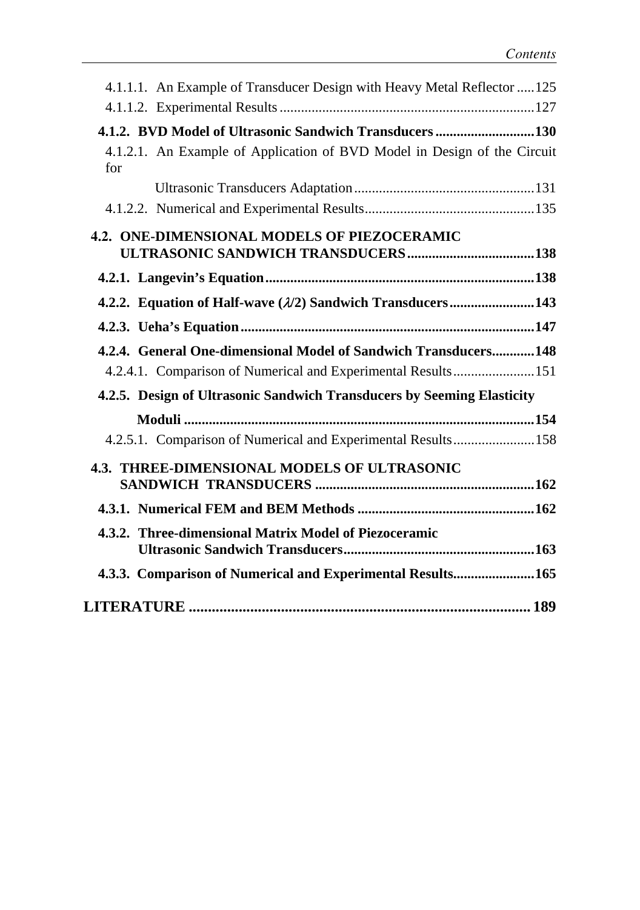4.1.1.1. An Example of Transducer Design with Heavy Metal Reflector .....125

4.1.1.2. Experimental Results .......................................................................127

**4.1.2. BVD Model of Ultrasonic Sandwich Transducers ............................130**

4.1.2.1. An Example of Application of BVD Model in Design of the Circuit for Ultrasonic Transducers Adaptation ..................................................131

4.1.2.2. Numerical and Experimental Results................................................135

**4.2. ONE-DIMENSIONAL MODELS OF PIEZOCERAMIC ULTRASONIC SANDWICH TRANSDUCERS....................................138**

**4.2.1. Langevin's Equation...........................................................................138**

**4.2.2. Equation of Half-wave ($\lambda/2$) Sandwich Transducers........................143**

**4.2.3. Ueha's Equation..................................................................................147**

**4.2.4. General One-dimensional Model of Sandwich Transducers............148**

4.2.4.1. Comparison of Numerical and Experimental Results.......................151

**4.2.5. Design of Ultrasonic Sandwich Transducers by Seeming Elasticity Moduli ..................................................................................................154**

4.2.5.1. Comparison of Numerical and Experimental Results.......................158

**4.3. THREE-DIMENSIONAL MODELS OF ULTRASONIC SANDWICH TRANSDUCERS .............................................................162**

**4.3.1. Numerical FEM and BEM Methods .................................................162**

**4.3.2. Three-dimensional Matrix Model of Piezoceramic Ultrasonic Sandwich Transducers.....................................................163**

**4.3.3. Comparison of Numerical and Experimental Results.......................165**

**LITERATURE ......................................................................................... 189**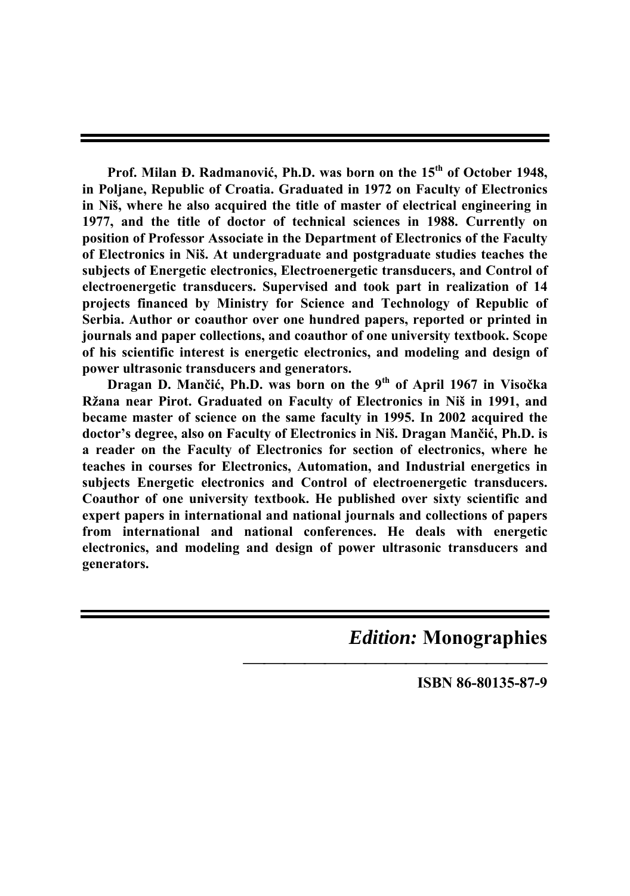**Prof. Milan Đ. Radmanović, Ph.D. was born on the 15th of October 1948, in Poljane, Republic of Croatia. Graduated in 1972 on Faculty of Electronics in Niš, where he also acquired the title of master of electrical engineering in 1977, and the title of doctor of technical sciences in 1988. Currently on position of Professor Associate in the Department of Electronics of the Faculty of Electronics in Niš. At undergraduate and postgraduate studies teaches the subjects of Energetic electronics, Electroenergetic transducers, and Control of electroenergetic transducers. Supervised and took part in realization of 14 projects financed by Ministry for Science and Technology of Republic of Serbia. Author or coauthor over one hundred papers, reported or printed in journals and paper collections, and coauthor of one university textbook. Scope of his scientific interest is energetic electronics, and modeling and design of power ultrasonic transducers and generators.**

**Dragan D. Mančić, Ph.D. was born on the 9th of April 1967 in Visočka Ržana near Pirot. Graduated on Faculty of Electronics in Niš in 1991, and became master of science on the same faculty in 1995. In 2002 acquired the doctor's degree, also on Faculty of Electronics in Niš. Dragan Mančić, Ph.D. is a reader on the Faculty of Electronics for section of electronics, where he teaches in courses for Electronics, Automation, and Industrial energetics in subjects Energetic electronics and Control of electroenergetic transducers. Coauthor of one university textbook. He published over sixty scientific and expert papers in international and national journals and collections of papers from international and national conferences. He deals with energetic electronics, and modeling and design of power ultrasonic transducers and generators.**

*Edition:* **Monographies**

**ISBN 86-80135-87-9**